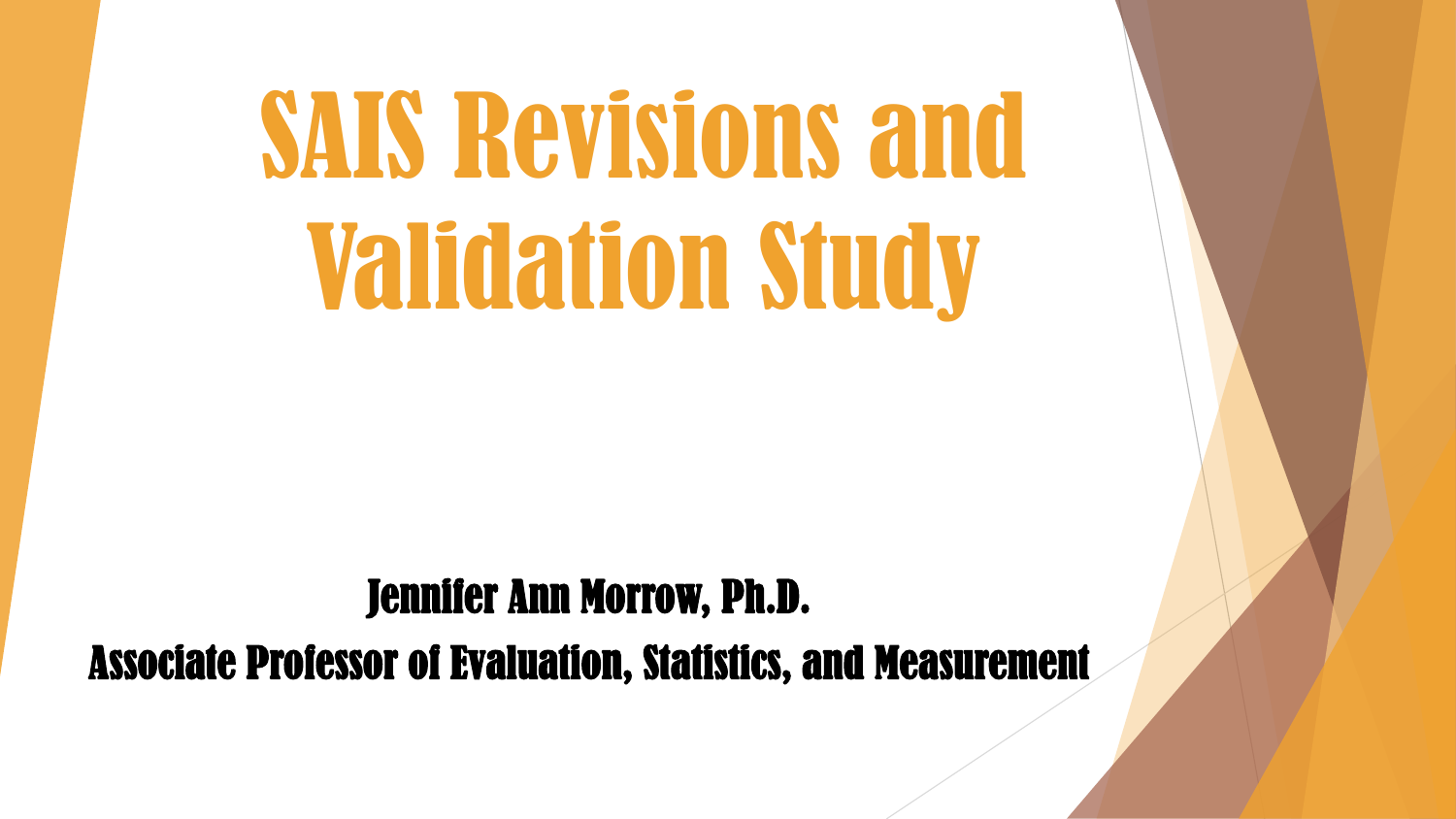# SAIS Revisions and Validation Study

**Jennifer Ann Morrow, Ph.D.**

**Associate Professor of Evaluation, Statistics, and Measurement**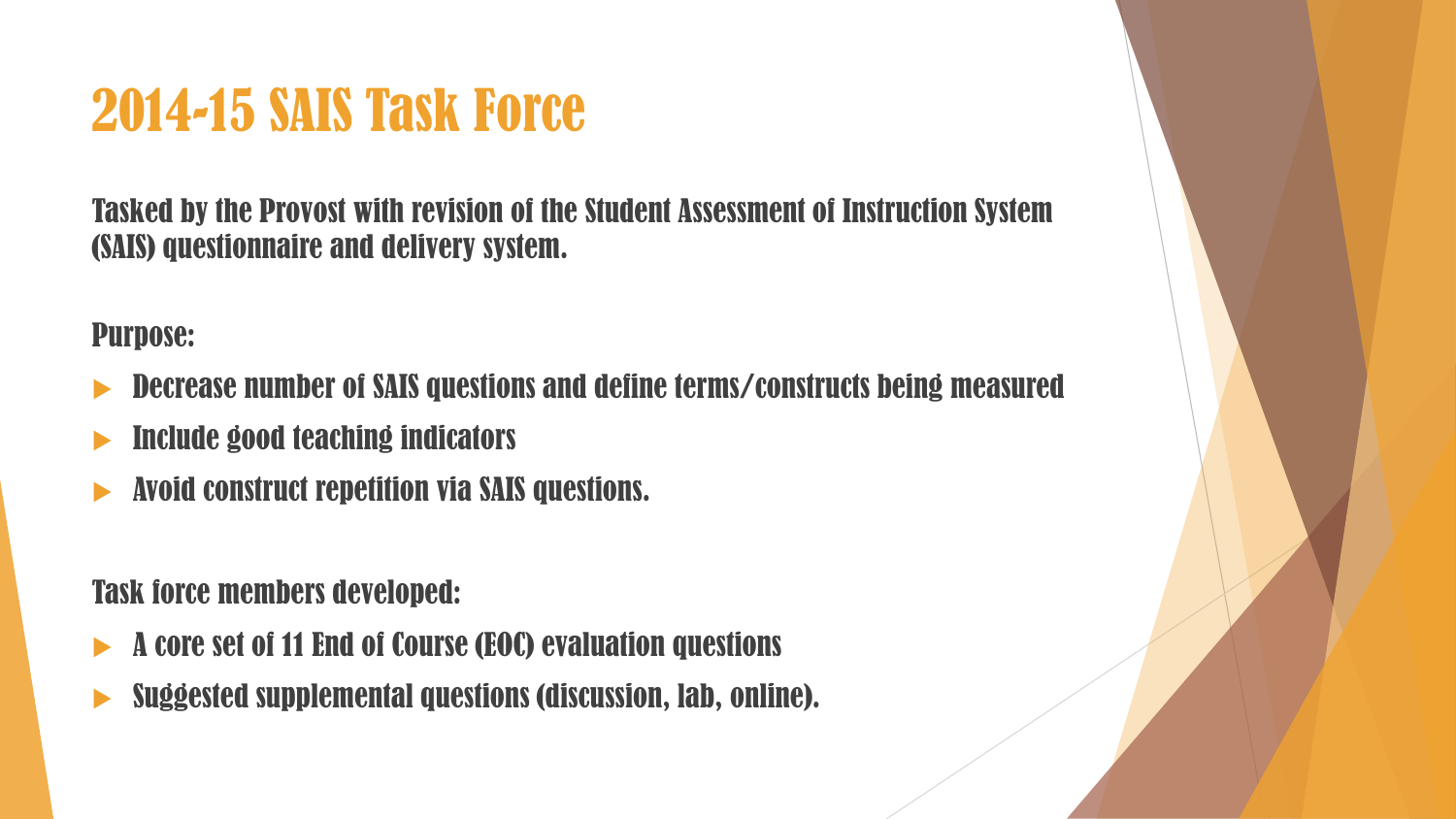# 2014-15 SAIS Task Force

Tasked by the Provost with revision of the Student Assessment of Instruction System (SAIS) questionnaire and delivery system.

Purpose:

- Decrease number of SAIS questions and define terms/constructs being measured
- Include good teaching indicators
- Avoid construct repetition via SAIS questions.

Task force members developed:

- A core set of 11 End of Course (EOC) evaluation questions
- Suggested supplemental questions (discussion, lab, online).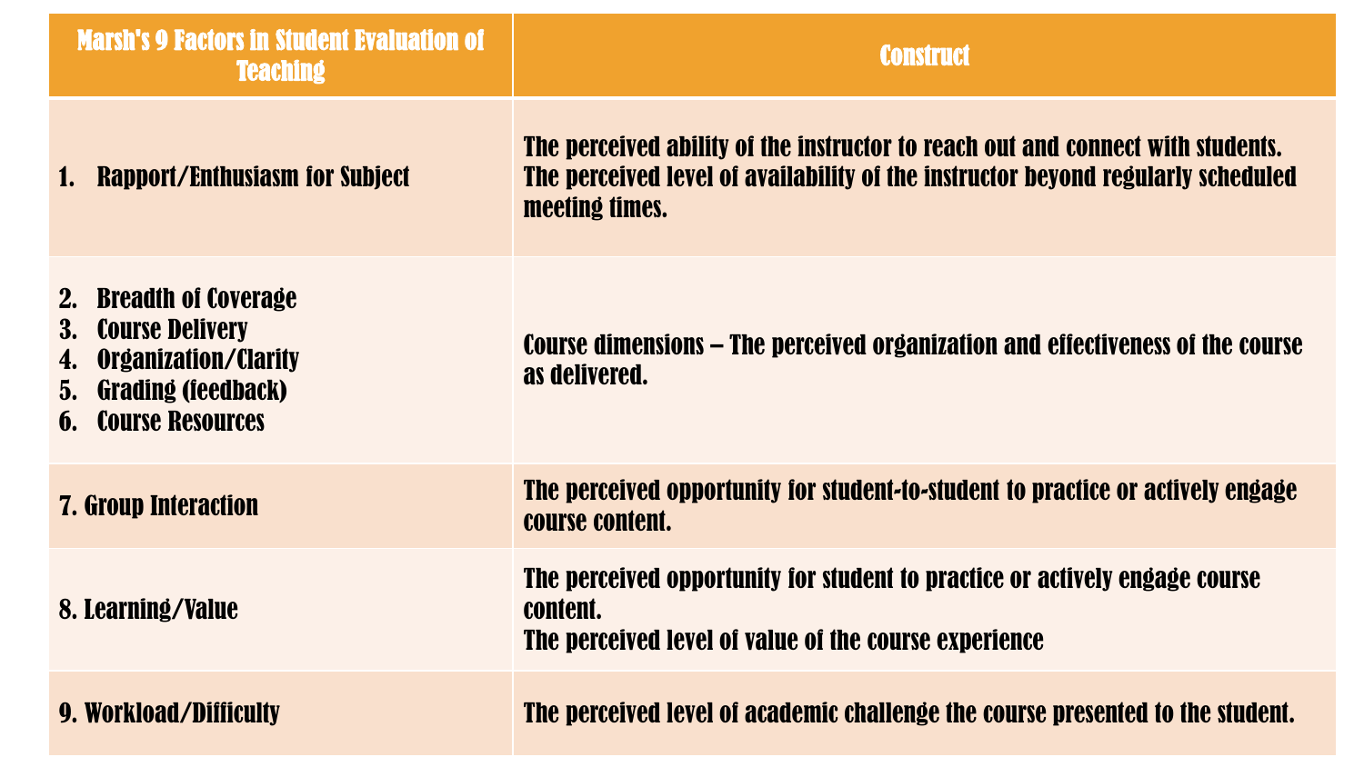| Marsh's 9 Factors in Student Evaluation of Teaching | Construct |
|---|---|
| 1. Rapport/Enthusiasm for Subject | The perceived ability of the instructor to reach out and connect with students.<br>The perceived level of availability of the instructor beyond regularly scheduled meeting times. |
| 2. Breadth of Coverage<br>3. Course Delivery<br>4. Organization/Clarity<br>5. Grading (feedback)<br>6. Course Resources | Course dimensions – The perceived organization and effectiveness of the course as delivered. |
| 7. Group Interaction | The perceived opportunity for student-to-student to practice or actively engage course content. |
| 8. Learning/Value | The perceived opportunity for student to practice or actively engage course content.<br>The perceived level of value of the course experience |
| 9. Workload/Difficulty | The perceived level of academic challenge the course presented to the student. |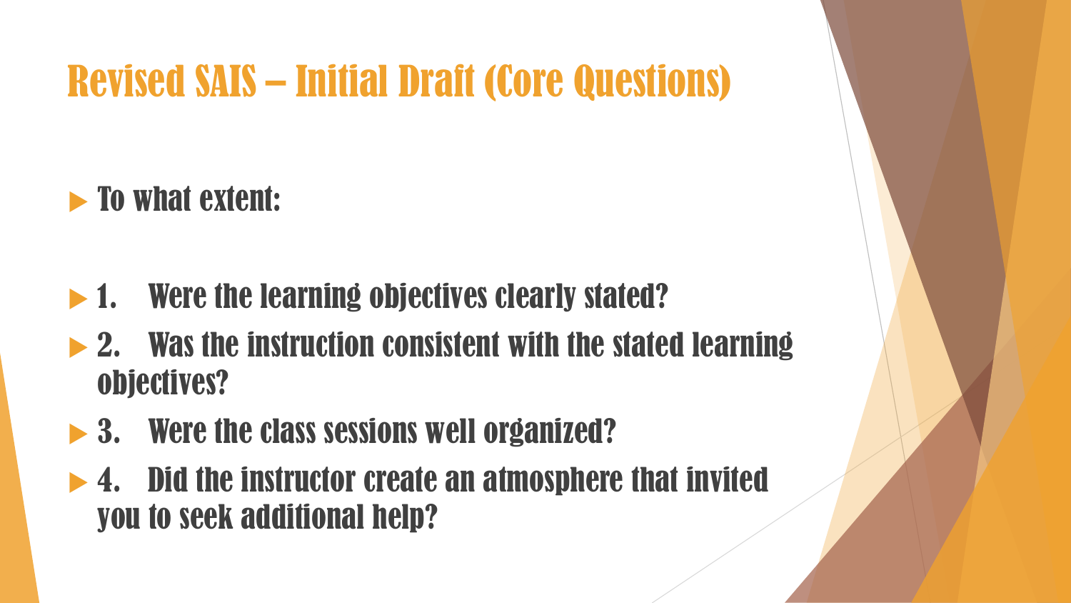# Revised SAIS – Initial Draft (Core Questions)

- To what extent:

- 1. Were the learning objectives clearly stated?
- 2. Was the instruction consistent with the stated learning objectives?
- 3. Were the class sessions well organized?
- 4. Did the instructor create an atmosphere that invited you to seek additional help?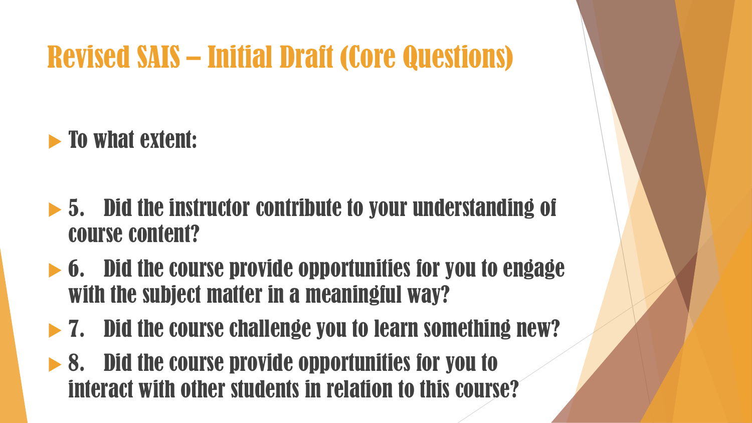# Revised SAIS – Initial Draft (Core Questions)

- To what extent:
- 5. Did the instructor contribute to your understanding of course content?
- 6. Did the course provide opportunities for you to engage with the subject matter in a meaningful way?
- 7. Did the course challenge you to learn something new?
- 8. Did the course provide opportunities for you to interact with other students in relation to this course?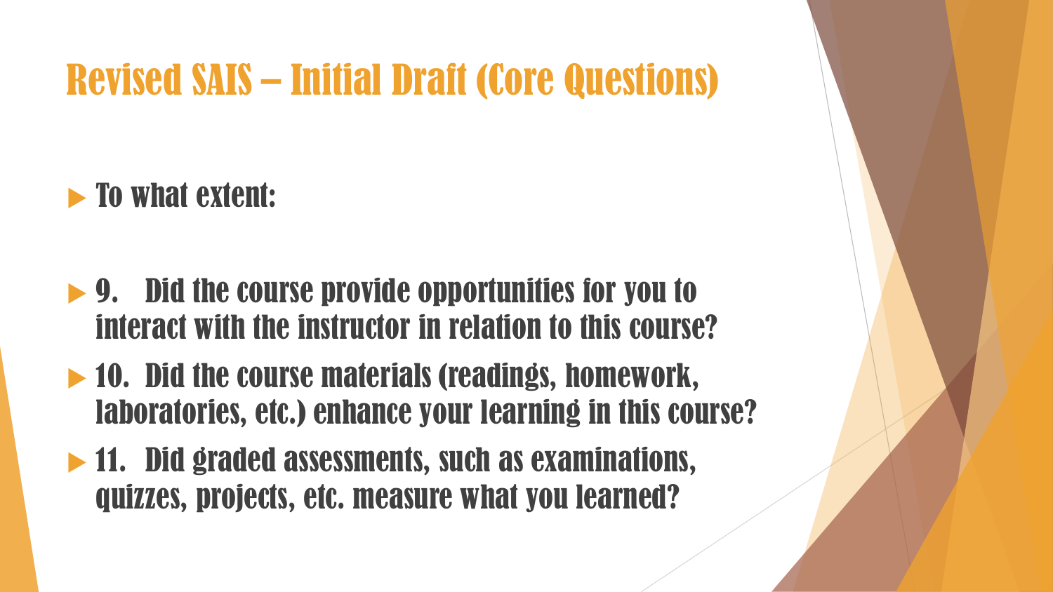# Revised SAIS – Initial Draft (Core Questions)

- To what extent:

- 9. Did the course provide opportunities for you to interact with the instructor in relation to this course?
- 10. Did the course materials (readings, homework, laboratories, etc.) enhance your learning in this course?
- 11. Did graded assessments, such as examinations, quizzes, projects, etc. measure what you learned?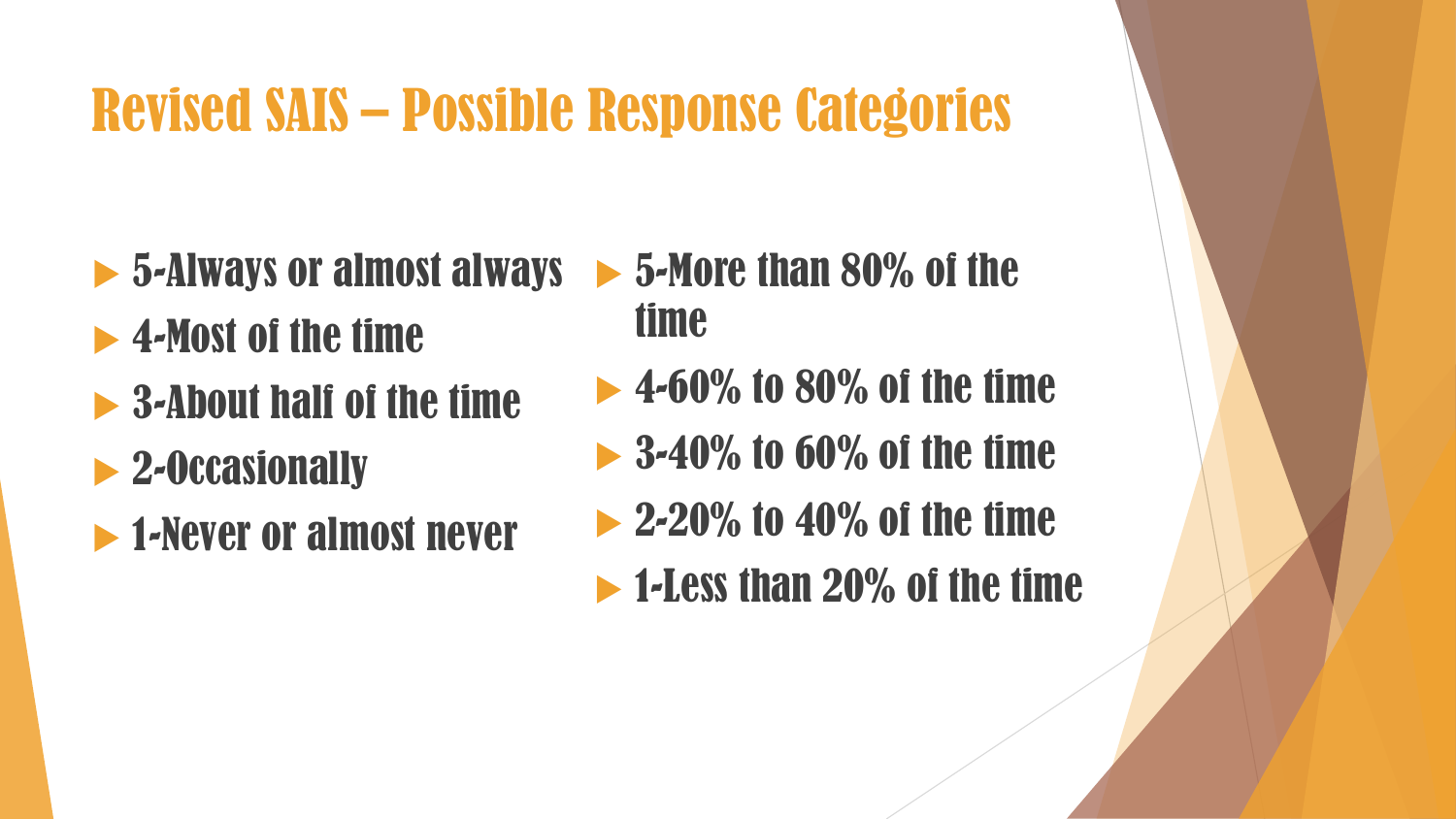# Revised SAIS – Possible Response Categories

- 5-Always or almost always
- 4-Most of the time
- 3-About half of the time
- 2-Occasionally
- 1-Never or almost never

- 5-More than 80% of the time
- 4-60% to 80% of the time
- 3-40% to 60% of the time
- 2-20% to 40% of the time
- 1-Less than 20% of the time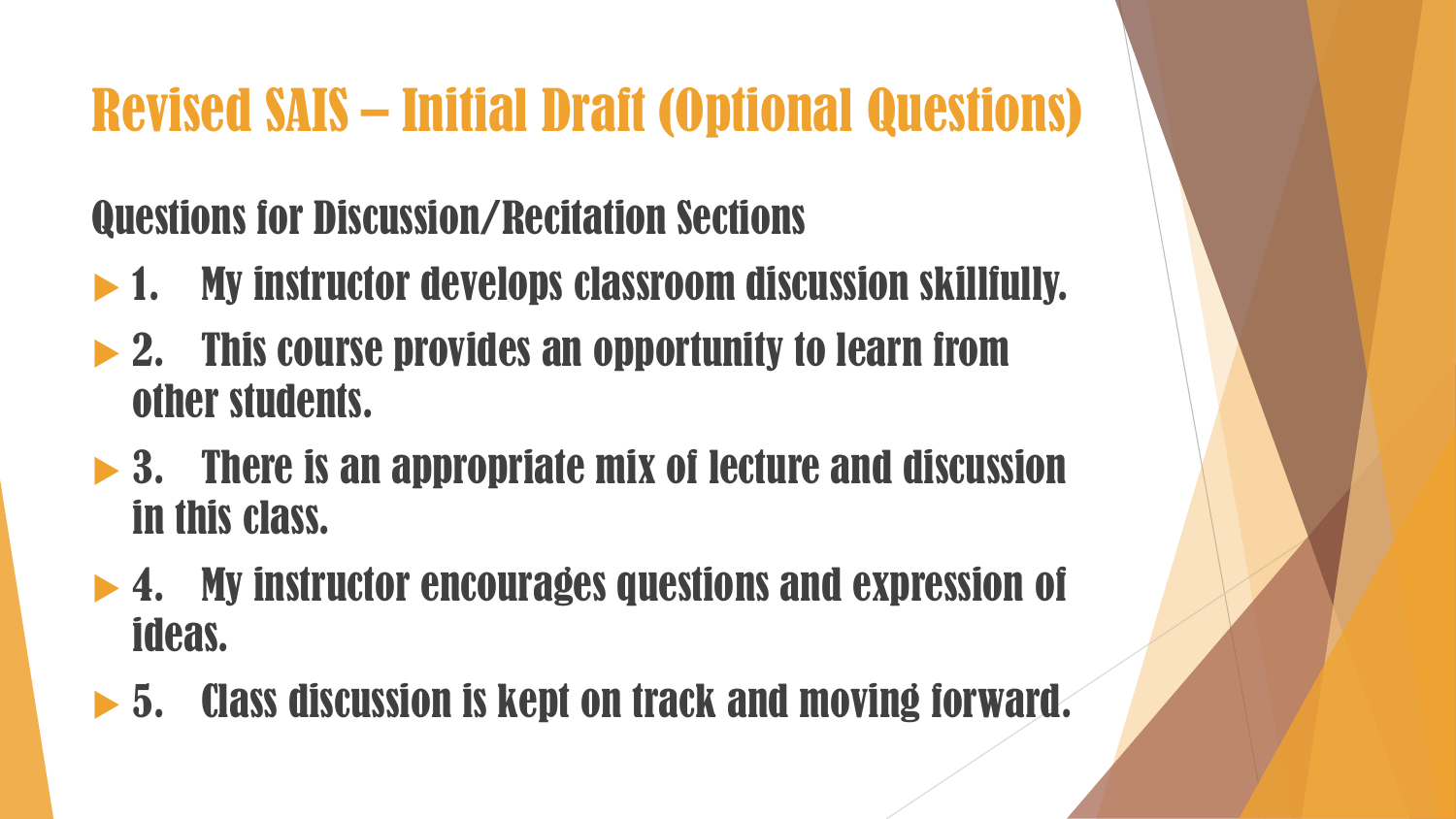# Revised SAIS – Initial Draft (Optional Questions)

## Questions for Discussion/Recitation Sections

- 1. My instructor develops classroom discussion skillfully.
- 2. This course provides an opportunity to learn from other students.
- 3. There is an appropriate mix of lecture and discussion in this class.
- 4. My instructor encourages questions and expression of ideas.
- 5. Class discussion is kept on track and moving forward.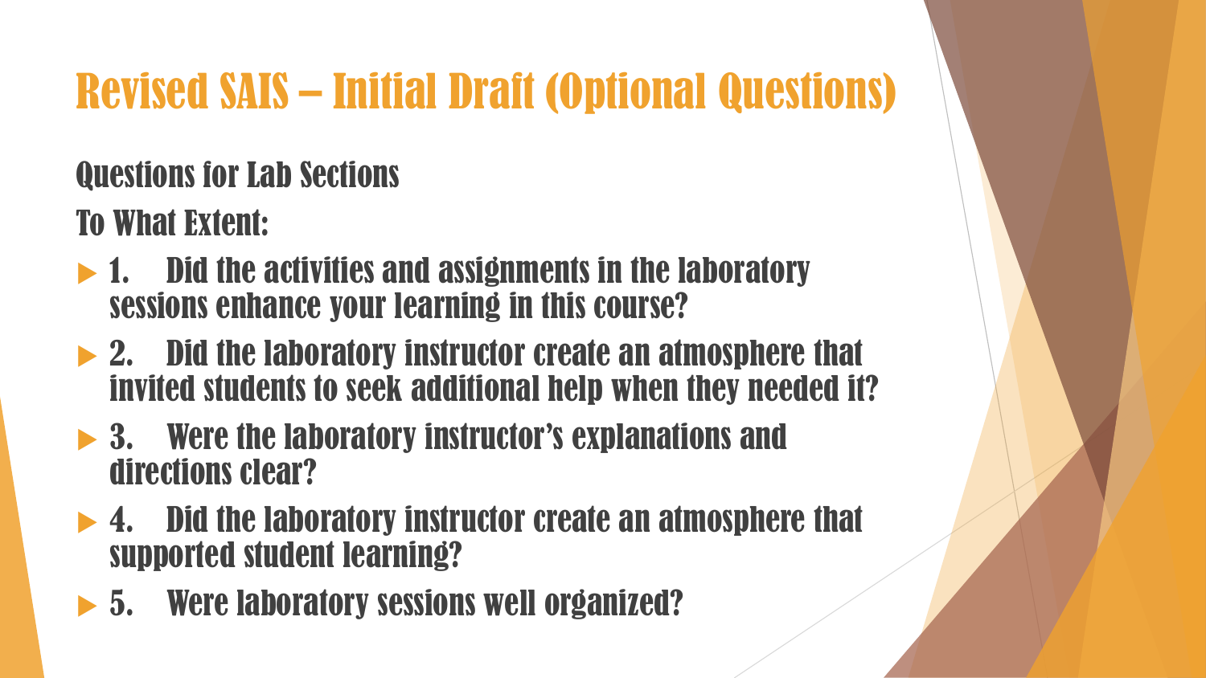# Revised SAIS – Initial Draft (Optional Questions)

Questions for Lab Sections

To What Extent:

- 1. Did the activities and assignments in the laboratory sessions enhance your learning in this course?
- 2. Did the laboratory instructor create an atmosphere that invited students to seek additional help when they needed it?
- 3. Were the laboratory instructor's explanations and directions clear?
- 4. Did the laboratory instructor create an atmosphere that supported student learning?
- 5. Were laboratory sessions well organized?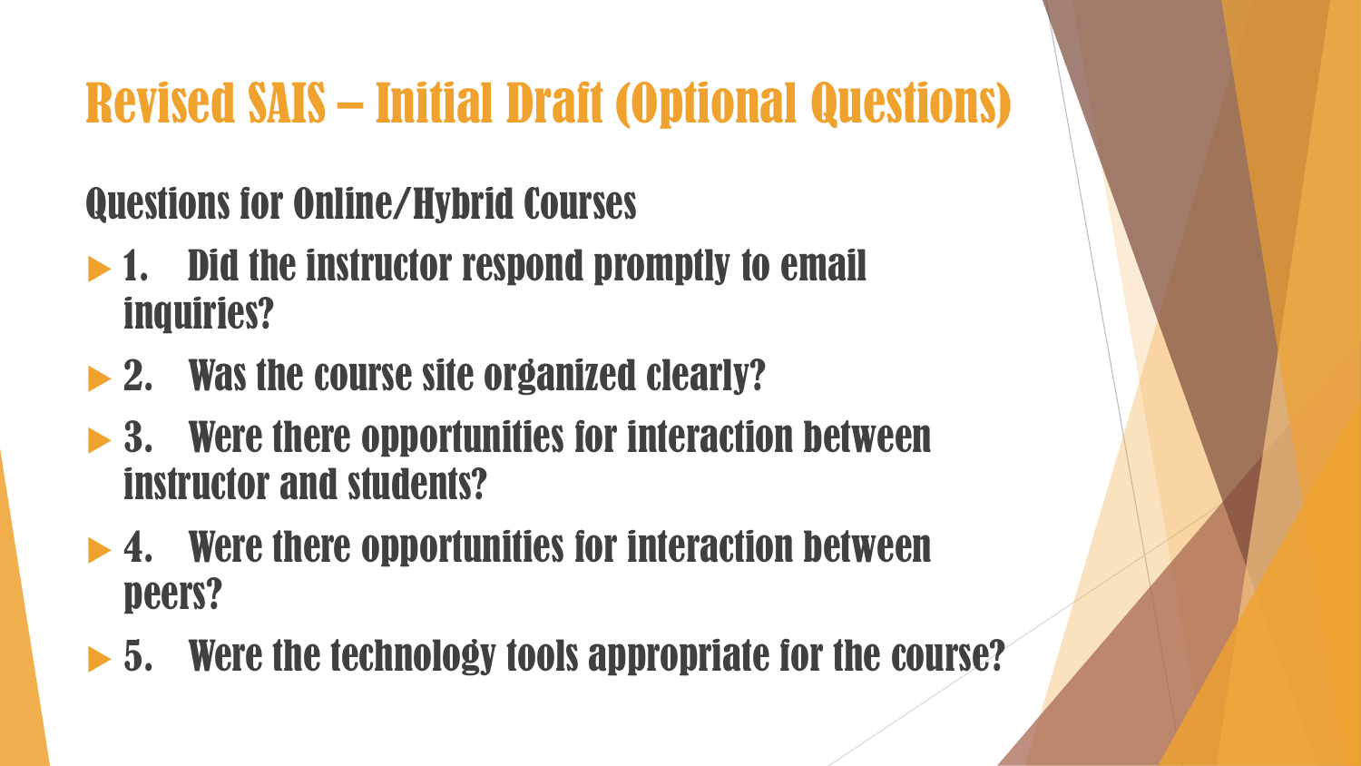# Revised SAIS – Initial Draft (Optional Questions)

## Questions for Online/Hybrid Courses

- 1. Did the instructor respond promptly to email inquiries?
- 2. Was the course site organized clearly?
- 3. Were there opportunities for interaction between instructor and students?
- 4. Were there opportunities for interaction between peers?
- 5. Were the technology tools appropriate for the course?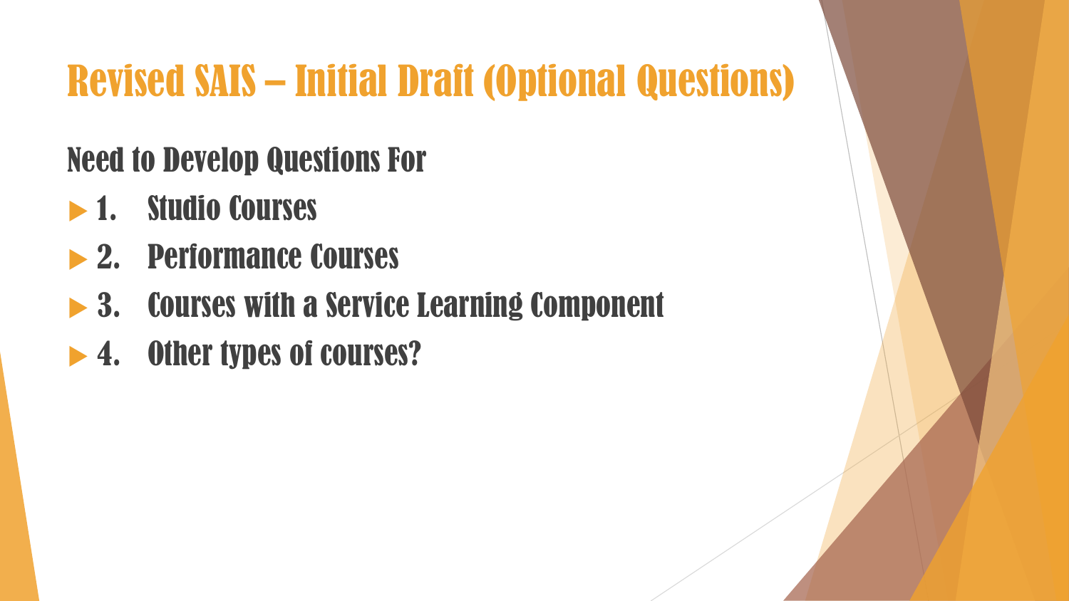# Revised SAIS – Initial Draft (Optional Questions)

## Need to Develop Questions For

- 1. Studio Courses
- 2. Performance Courses
- 3. Courses with a Service Learning Component
- 4. Other types of courses?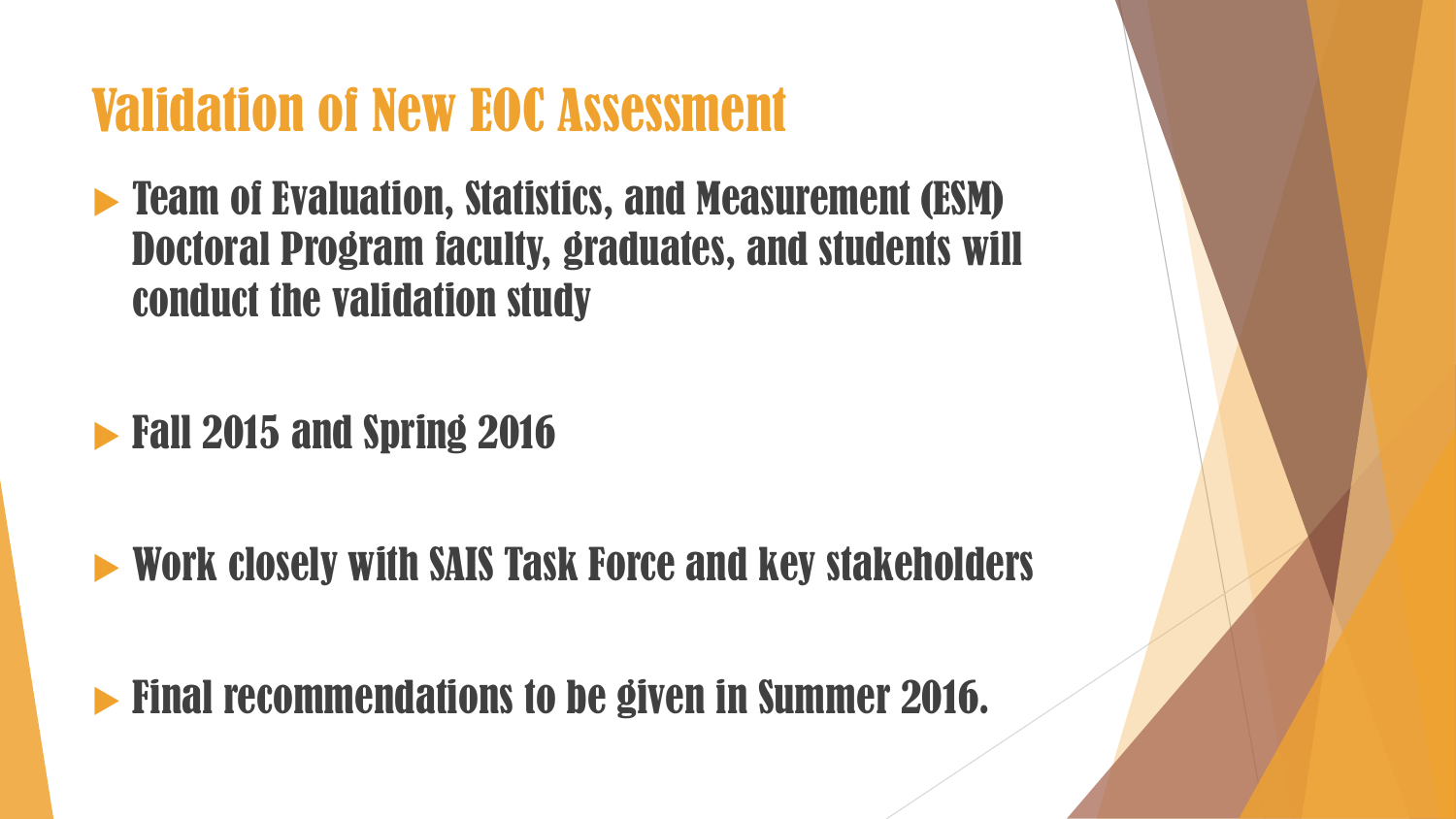# Validation of New EOC Assessment

- Team of Evaluation, Statistics, and Measurement (ESM) Doctoral Program faculty, graduates, and students will conduct the validation study
- Fall 2015 and Spring 2016
- Work closely with SAIS Task Force and key stakeholders
- Final recommendations to be given in Summer 2016.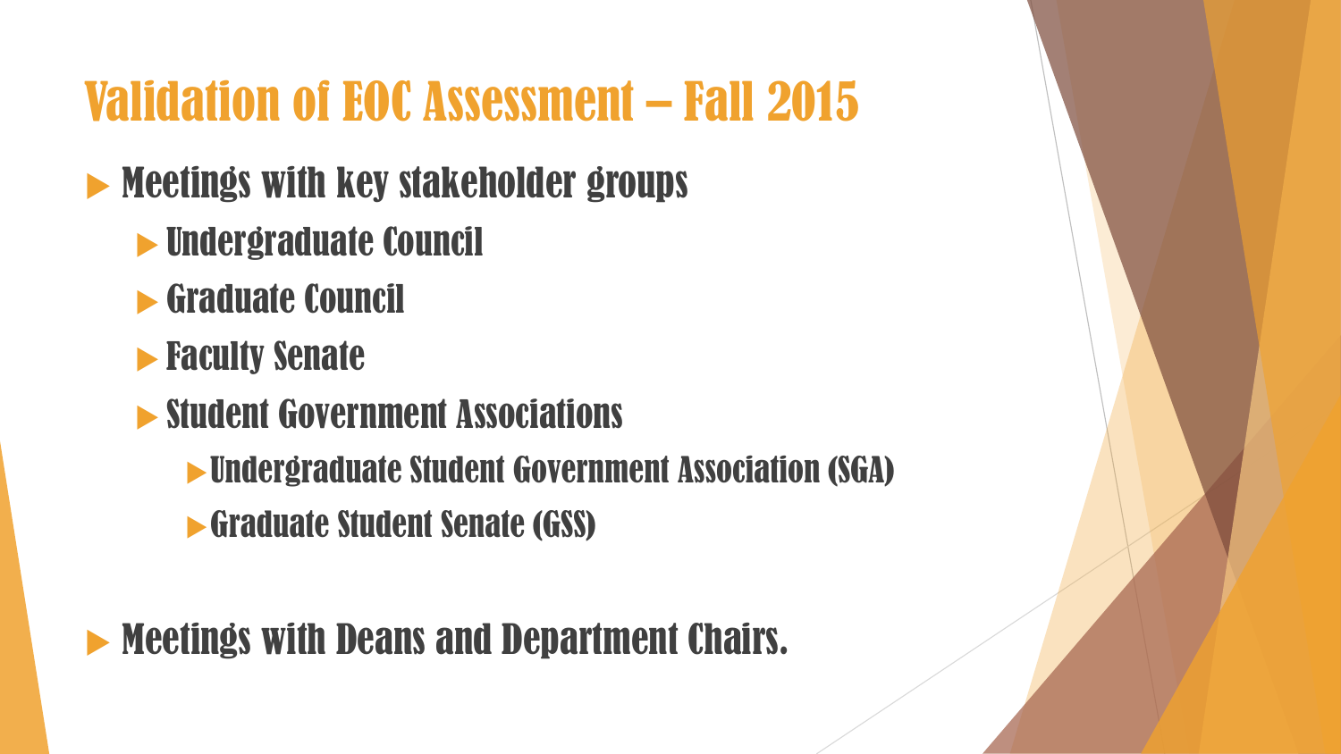# Validation of EOC Assessment – Fall 2015

- Meetings with key stakeholder groups
  - Undergraduate Council
  - Graduate Council
  - Faculty Senate
  - Student Government Associations
    - Undergraduate Student Government Association (SGA)
    - Graduate Student Senate (GSS)

- Meetings with Deans and Department Chairs.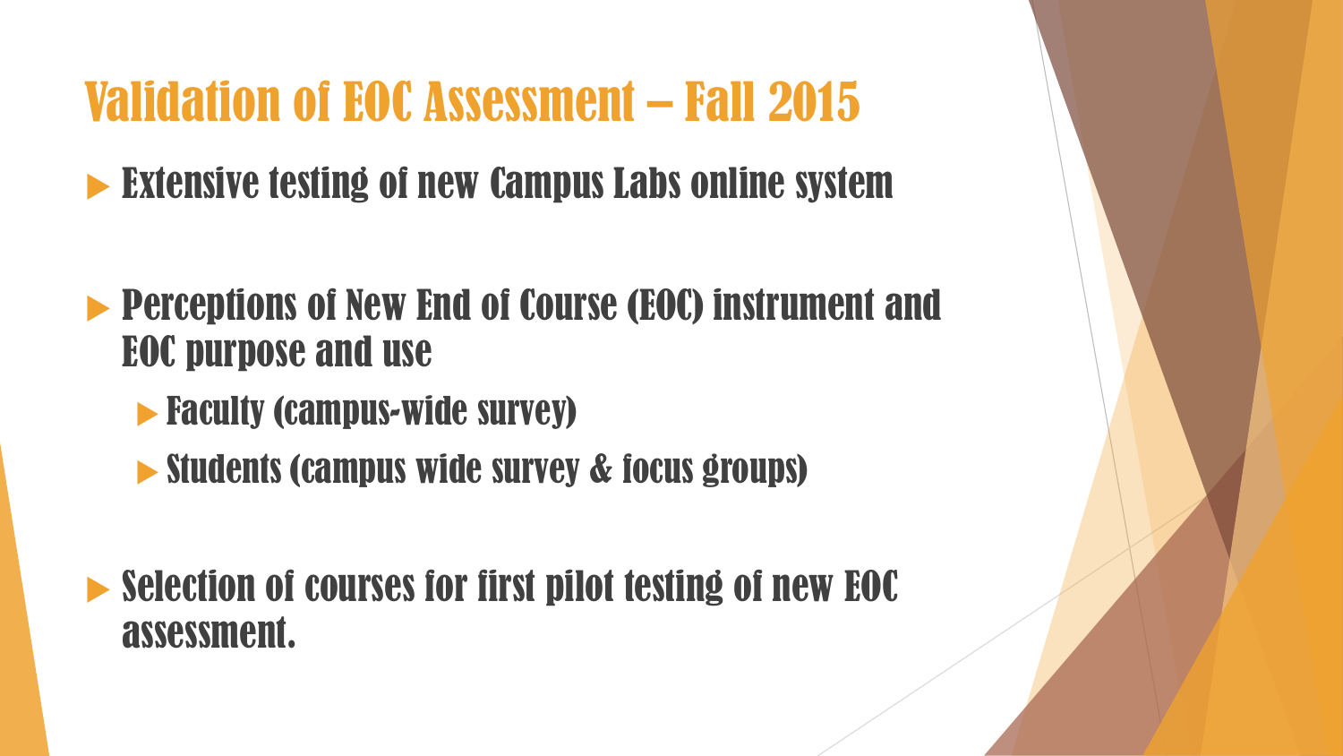# Validation of EOC Assessment – Fall 2015

- Extensive testing of new Campus Labs online system

- Perceptions of New End of Course (EOC) instrument and EOC purpose and use
  - Faculty (campus-wide survey)
  - Students (campus wide survey & focus groups)

- Selection of courses for first pilot testing of new EOC assessment.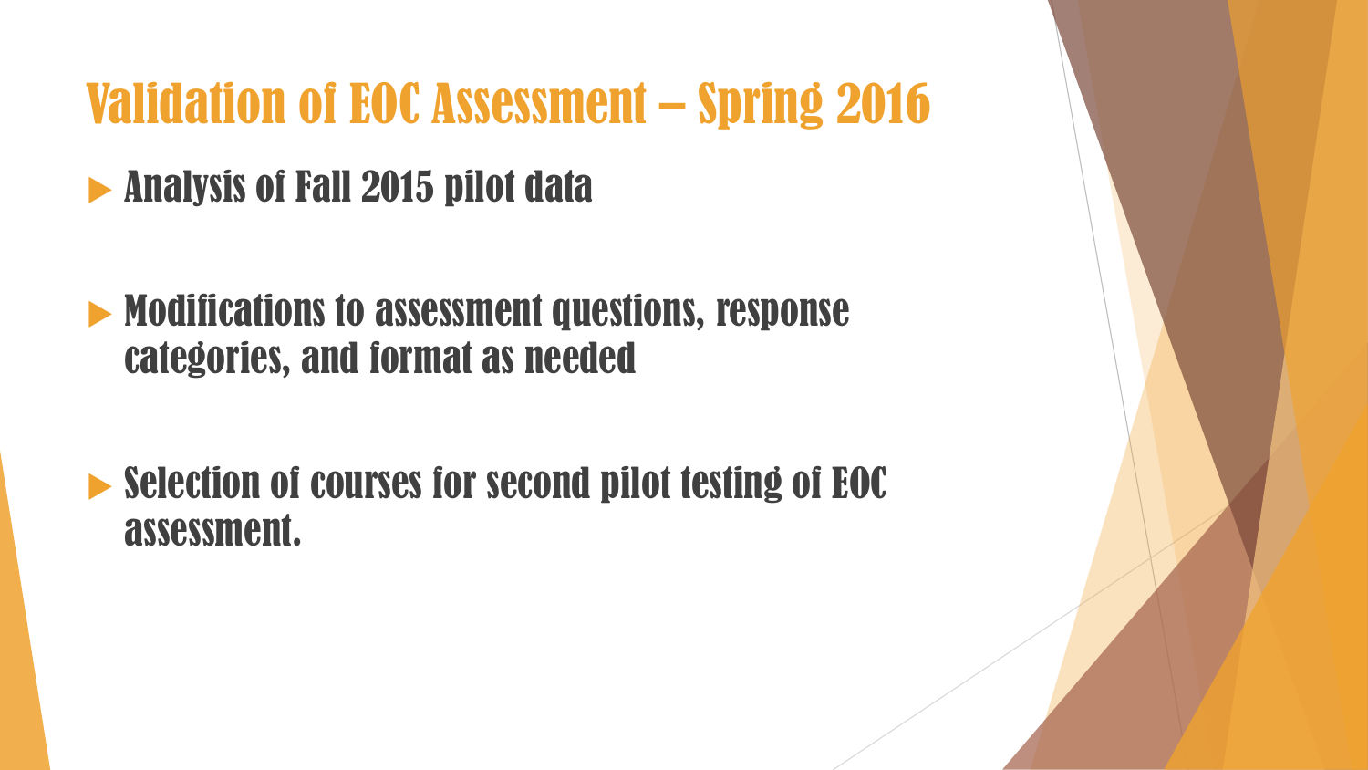# Validation of EOC Assessment – Spring 2016

- Analysis of Fall 2015 pilot data
- Modifications to assessment questions, response categories, and format as needed
- Selection of courses for second pilot testing of EOC assessment.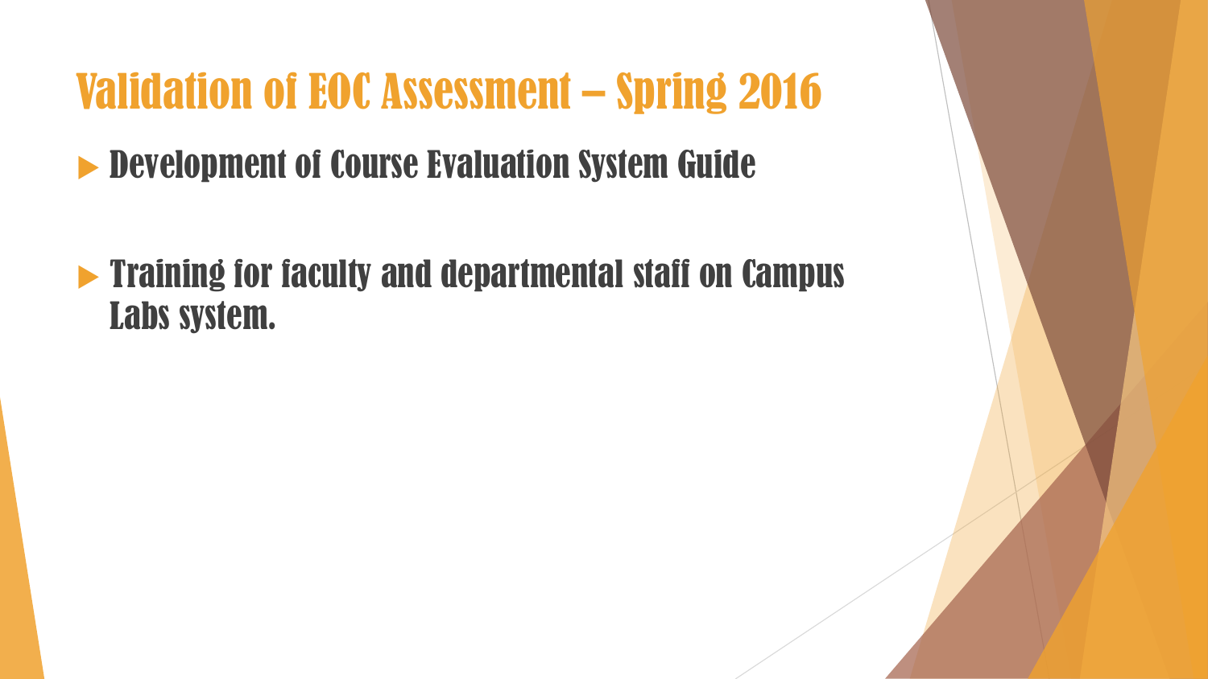# Validation of EOC Assessment – Spring 2016

- Development of Course Evaluation System Guide

- Training for faculty and departmental staff on Campus Labs system.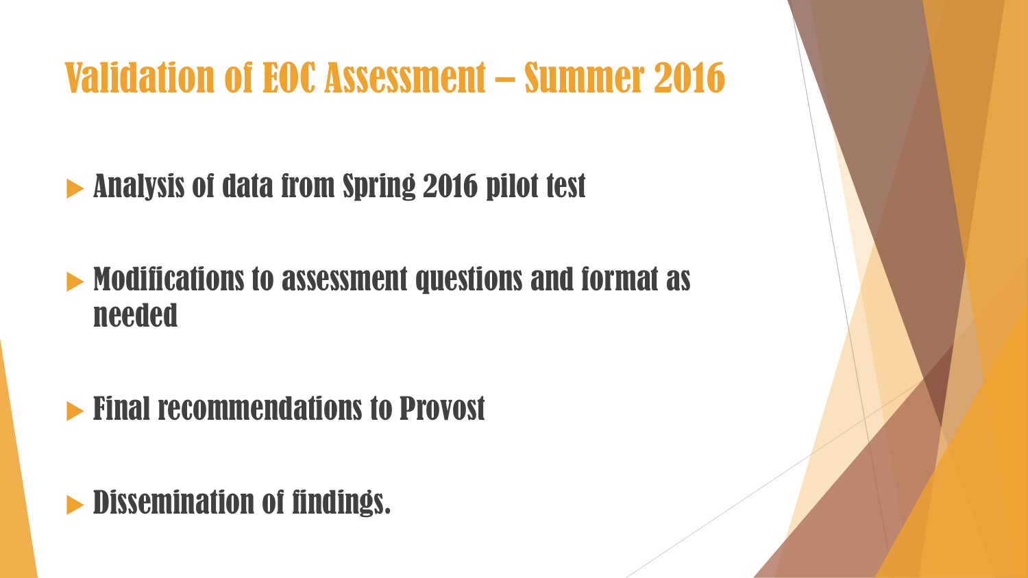# Validation of EOC Assessment – Summer 2016

- Analysis of data from Spring 2016 pilot test
- Modifications to assessment questions and format as needed
- Final recommendations to Provost
- Dissemination of findings.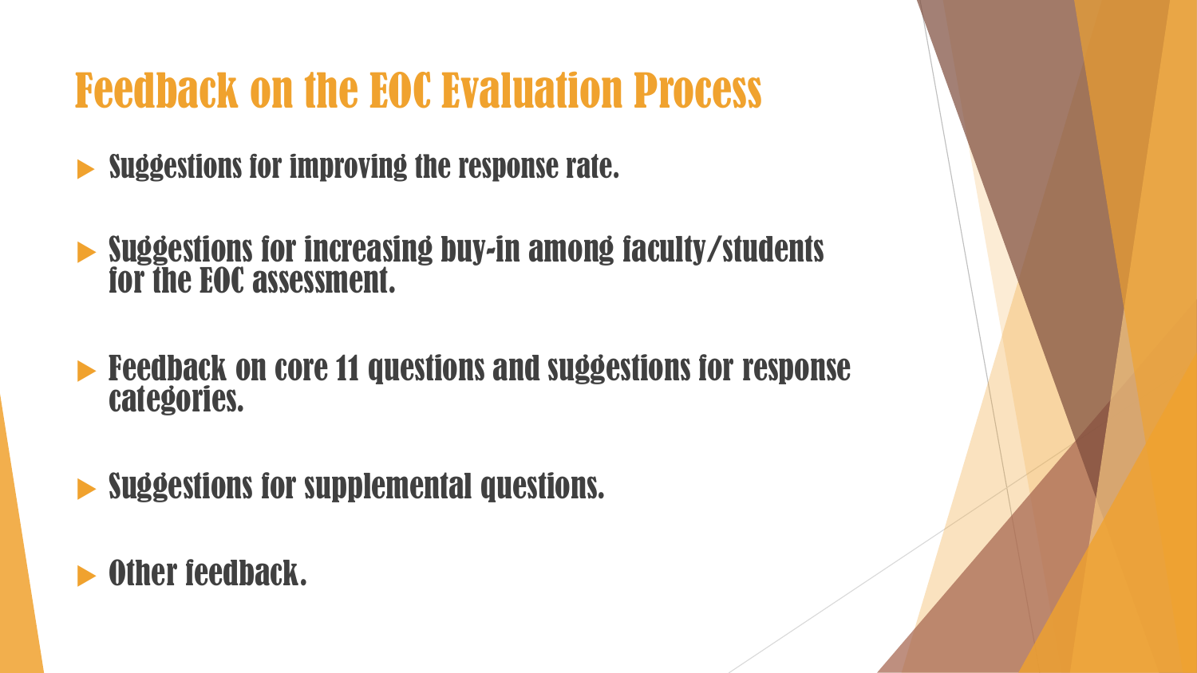# Feedback on the EOC Evaluation Process

- Suggestions for improving the response rate.
- Suggestions for increasing buy-in among faculty/students for the EOC assessment.
- Feedback on core 11 questions and suggestions for response categories.
- Suggestions for supplemental questions.
- Other feedback.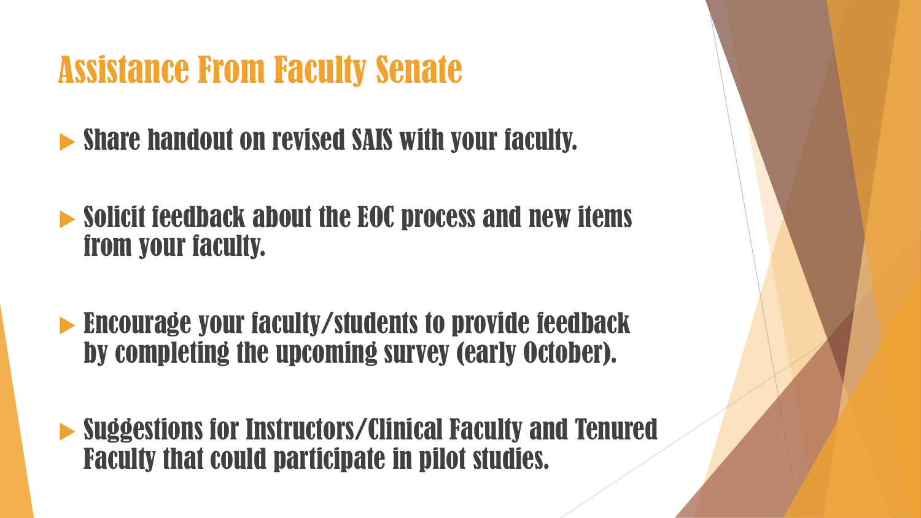# Assistance From Faculty Senate

- Share handout on revised SAIS with your faculty.
- Solicit feedback about the EOC process and new items from your faculty.
- Encourage your faculty/students to provide feedback by completing the upcoming survey (early October).
- Suggestions for Instructors/Clinical Faculty and Tenured Faculty that could participate in pilot studies.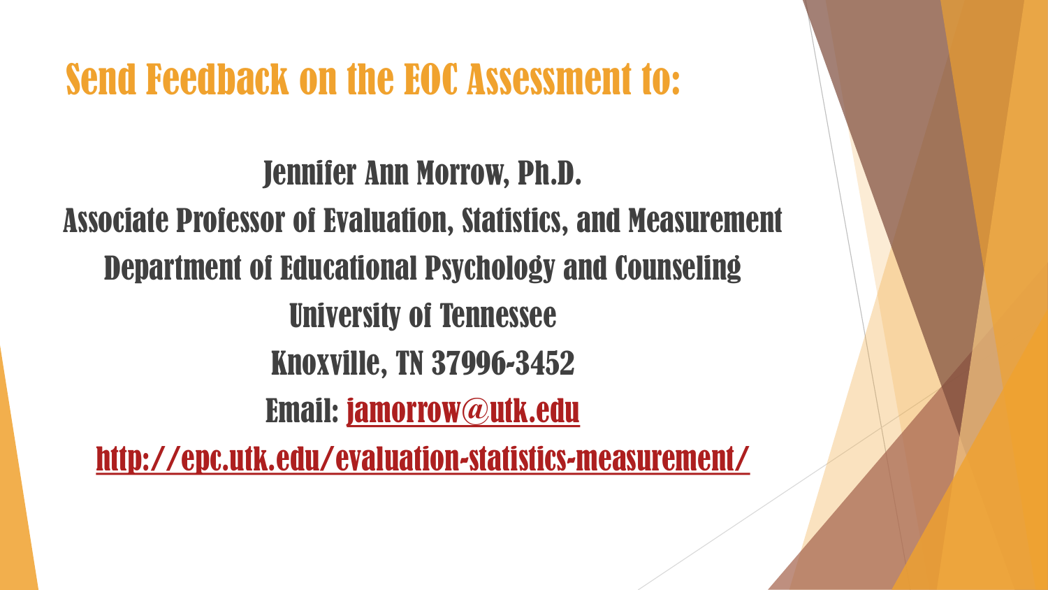# Send Feedback on the EOC Assessment to:

Jennifer Ann Morrow, Ph.D.

Associate Professor of Evaluation, Statistics, and Measurement

Department of Educational Psychology and Counseling

University of Tennessee

Knoxville, TN 37996-3452

Email: jamorrow@utk.edu

http://epc.utk.edu/evaluation-statistics-measurement/